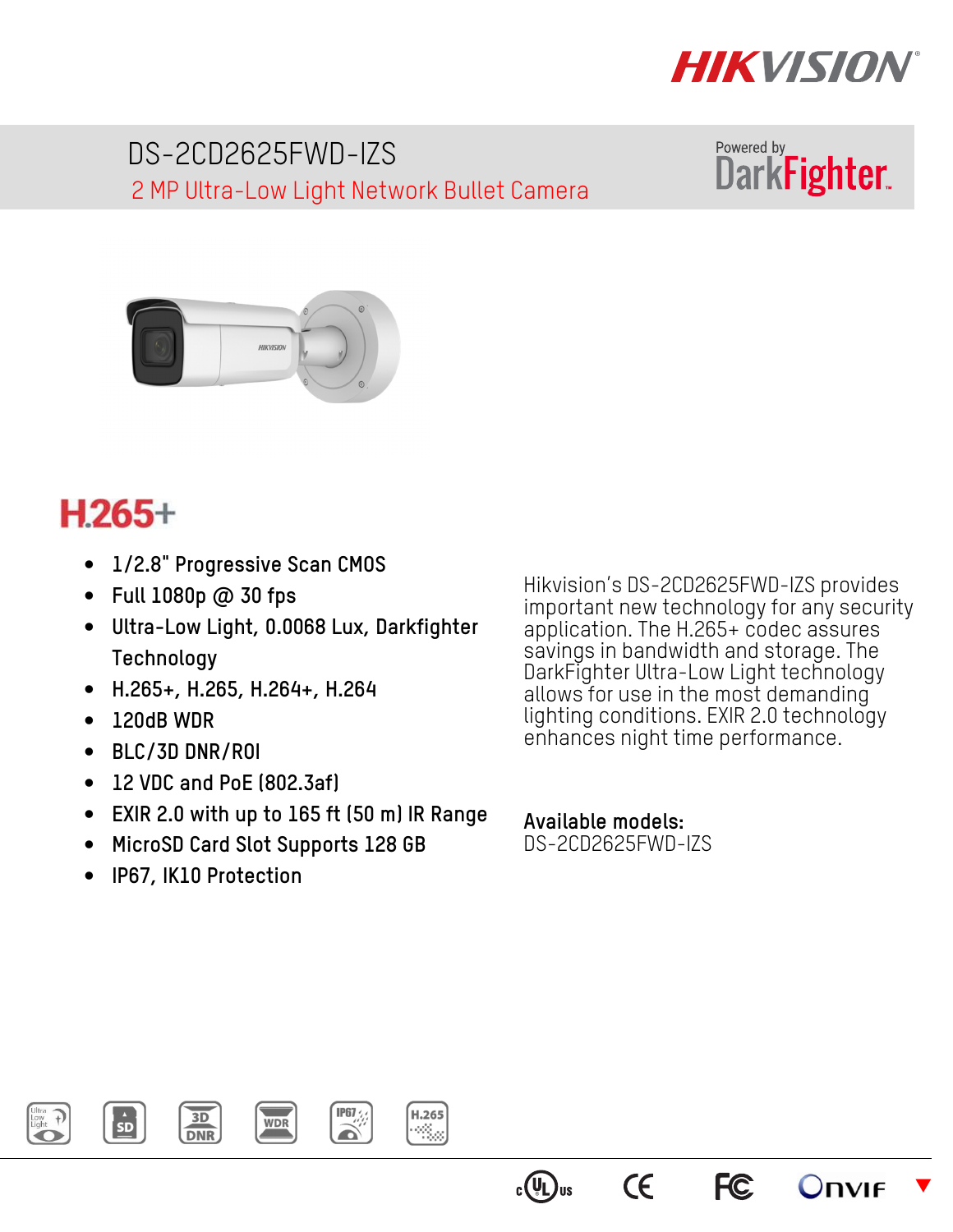# DS-2CD2625FWD-IZS

## 2 MP Ultra-Low Light Network Bullet Camera

Powered by DarkFighter

**H.265+**

- 1/2.8" Progressive Scan CMOS
- Full 1080p @ 30 fps
- Ultra-Low Light, 0.0068 Lux, Darkfighter Technology
- H.265+, H.265, H.264+, H.264
- 120dB WDR
- BLC/3D DNR/ROI
- 12 VDC and PoE (802.3af)
- EXIR 2.0 with up to 165 ft (50 m) IR Range
- MicroSD Card Slot Supports 128 GB
- IP67, IK10 Protection

Hikvision's DS-2CD2625FWD-IZS provides important new technology for any security application. The H.265+ codec assures savings in bandwidth and storage. The DarkFighter Ultra-Low Light technology allows for use in the most demanding lighting conditions. EXIR 2.0 technology enhances night time performance.

**Available models:**
DS-2CD2625FWD-IZS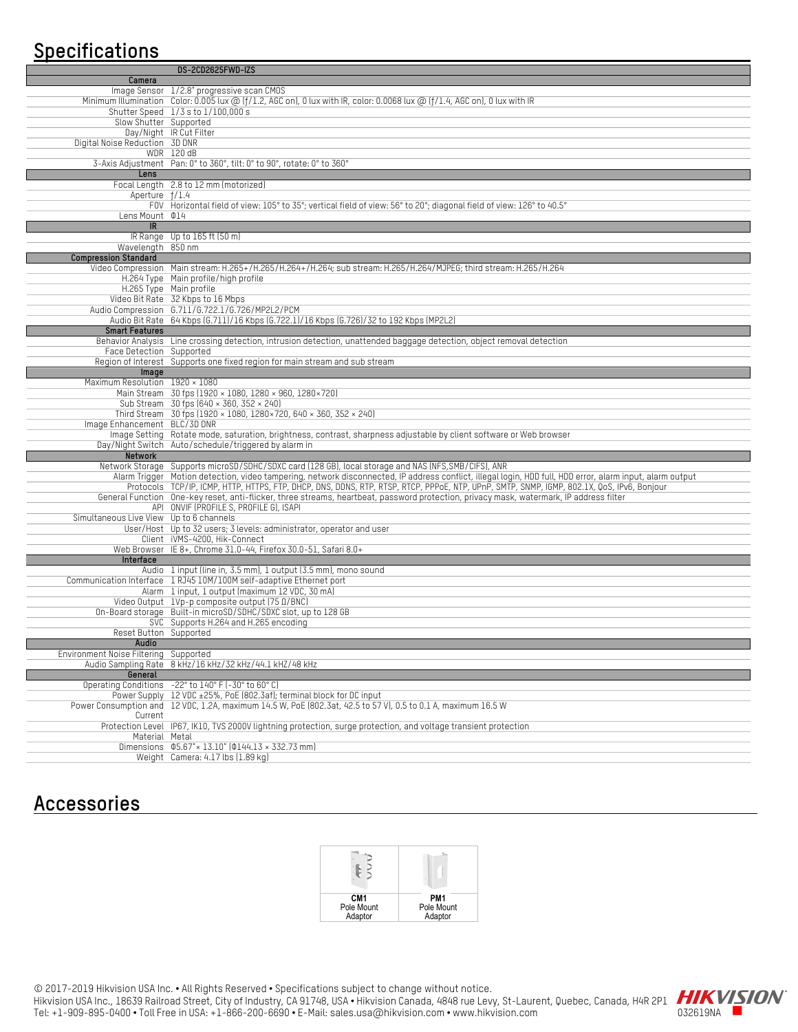## Specifications

| | DS-2CD2625FWD-IZS |
|---|---|
| **Camera** | |
| Image Sensor | 1/2.8" progressive scan CMOS |
| Minimum Illumination | Color: 0.005 lux @ (f/1.2, AGC on), 0 lux with IR, color: 0.0068 lux @ (f/1.4, AGC on), 0 lux with IR |
| Shutter Speed | 1/3 s to 1/100,000 s |
| Slow Shutter | Supported |
| Day/Night | IR Cut Filter |
| Digital Noise Reduction | 3D DNR |
| WDR | 120 dB |
| 3-Axis Adjustment | Pan: 0° to 360°, tilt: 0° to 90°, rotate: 0° to 360° |
| **Lens** | |
| Focal Length | 2.8 to 12 mm (motorized) |
| Aperture | f/1.4 |
| FOV | Horizontal field of view: 105° to 35°; vertical field of view: 56° to 20°; diagonal field of view: 126° to 40.5° |
| Lens Mount | Φ14 |
| **IR** | |
| IR Range | Up to 165 ft (50 m) |
| Wavelength | 850 nm |
| **Compression Standard** | |
| Video Compression | Main stream: H.265+/H.265/H.264+/H.264; sub stream: H.265/H.264/MJPEG; third stream: H.265/H.264 |
| H.264 Type | Main profile/high profile |
| H.265 Type | Main profile |
| Video Bit Rate | 32 Kbps to 16 Mbps |
| Audio Compression | G.711/G.722.1/G.726/MP2L2/PCM |
| Audio Bit Rate | 64 Kbps (G.711)/16 Kbps (G.722.1)/16 Kbps (G.726)/32 to 192 Kbps (MP2L2) |
| **Smart Features** | |
| Behavior Analysis | Line crossing detection, intrusion detection, unattended baggage detection, object removal detection |
| Face Detection | Supported |
| Region of Interest | Supports one fixed region for main stream and sub stream |
| **Image** | |
| Maximum Resolution | 1920 × 1080 |
| Main Stream | 30 fps (1920 × 1080, 1280 × 960, 1280×720) |
| Sub Stream | 30 fps (640 × 360, 352 × 240) |
| Third Stream | 30 fps (1920 × 1080, 1280×720, 640 × 360, 352 × 240) |
| Image Enhancement | BLC/3D DNR |
| Image Setting | Rotate mode, saturation, brightness, contrast, sharpness adjustable by client software or Web browser |
| Day/Night Switch | Auto/schedule/triggered by alarm in |
| **Network** | |
| Network Storage | Supports microSD/SDHC/SDXC card (128 GB), local storage and NAS (NFS,SMB/CIFS), ANR |
| Alarm Trigger | Motion detection, video tampering, network disconnected, IP address conflict, illegal login, HDD full, HDD error, alarm input, alarm output |
| Protocols | TCP/IP, ICMP, HTTP, HTTPS, FTP, DHCP, DNS, DDNS, RTP, RTSP, RTCP, PPPoE, NTP, UPnP, SMTP, SNMP, IGMP, 802.1X, QoS, IPv6, Bonjour |
| General Function | One-key reset, anti-flicker, three streams, heartbeat, password protection, privacy mask, watermark, IP address filter |
| API | ONVIF (PROFILE S, PROFILE G), ISAPI |
| Simultaneous Live View | Up to 6 channels |
| User/Host | Up to 32 users; 3 levels: administrator, operator and user |
| Client | iVMS-4200, Hik-Connect |
| Web Browser | IE 8+, Chrome 31.0-44, Firefox 30.0-51, Safari 8.0+ |
| **Interface** | |
| Audio | 1 input (line in, 3.5 mm), 1 output (3.5 mm), mono sound |
| Communication Interface | 1 RJ45 10M/100M self-adaptive Ethernet port |
| Alarm | 1 input, 1 output (maximum 12 VDC, 30 mA) |
| Video Output | 1Vp-p composite output (75 Ω/BNC) |
| On-Board storage | Built-in microSD/SDHC/SDXC slot, up to 128 GB |
| SVC | Supports H.264 and H.265 encoding |
| Reset Button | Supported |
| **Audio** | |
| Environment Noise Filtering | Supported |
| Audio Sampling Rate | 8 kHz/16 kHz/32 kHz/44.1 kHZ/48 kHz |
| **General** | |
| Operating Conditions | -22° to 140° F (-30° to 60° C) |
| Power Supply | 12 VDC ±25%, PoE (802.3af); terminal block for DC input |
| Power Consumption and Current | 12 VDC, 1.2A, maximum 14.5 W, PoE (802.3at, 42.5 to 57 V), 0.5 to 0.1 A, maximum 16.5 W |
| Protection Level | IP67, IK10, TVS 2000V lightning protection, surge protection, and voltage transient protection |
| Material | Metal |
| Dimensions | Φ5.67"× 13.10" (Φ144.13 × 332.73 mm) |
| Weight | Camera: 4.17 lbs (1.89 kg) |

## Accessories

| CM1 Pole Mount Adaptor | PM1 Pole Mount Adaptor |
|---|---|

© 2017-2019 Hikvision USA Inc. • All Rights Reserved • Specifications subject to change without notice.
Hikvision USA Inc., 18639 Railroad Street, City of Industry, CA 91748, USA • Hikvision Canada, 4848 rue Levy, St-Laurent, Quebec, Canada, H4R 2P1
Tel: +1-909-895-0400 • Toll Free in USA: +1-866-200-6690 • E-Mail: sales.usa@hikvision.com • www.hikvision.com

HIKVISION 032619NA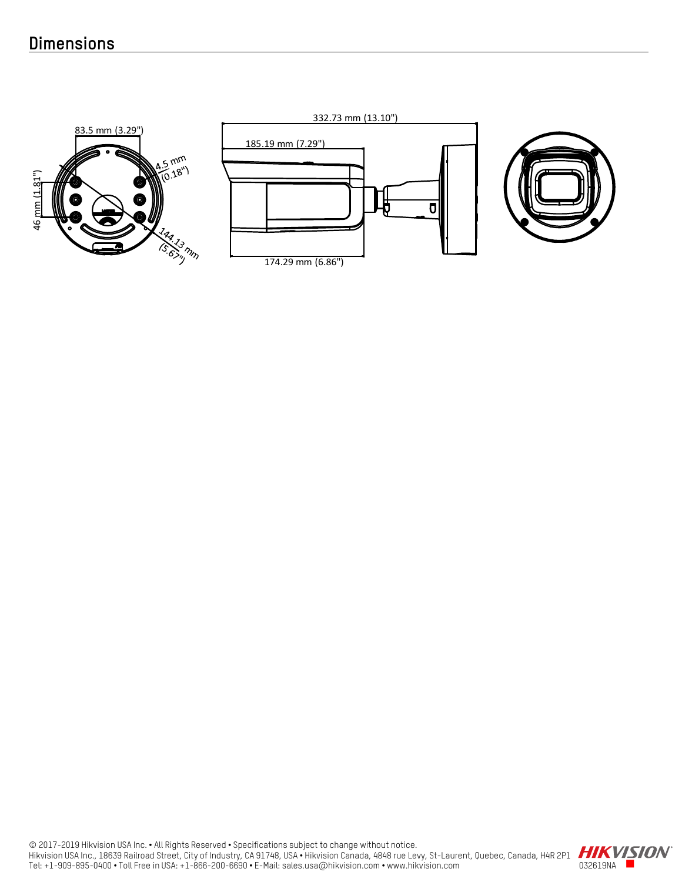## Dimensions

83.5 mm (3.29")

4.5 mm (0.18")

46 mm (1.81")

144.13 mm (5.67")

332.73 mm (13.10")

185.19 mm (7.29")

174.29 mm (6.86")

© 2017-2019 Hikvision USA Inc. • All Rights Reserved • Specifications subject to change without notice.
Hikvision USA Inc., 18639 Railroad Street, City of Industry, CA 91748, USA • Hikvision Canada, 4848 rue Levy, St-Laurent, Quebec, Canada, H4R 2P1
Tel: +1-909-895-0400 • Toll Free in USA: +1-866-200-6690 • E-Mail: sales.usa@hikvision.com • www.hikvision.com

HIKVISION

032619NA